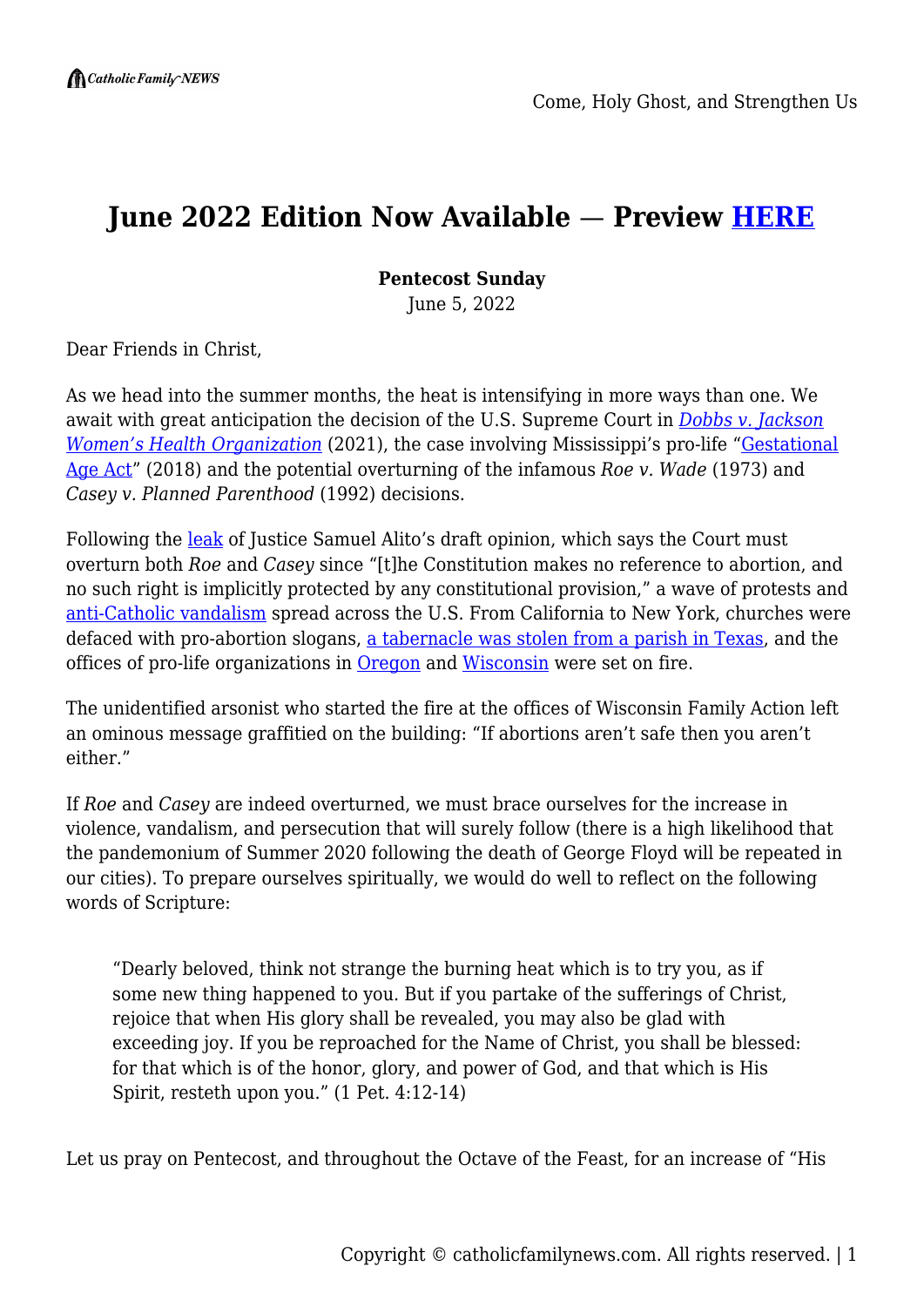Come, Holy Ghost, and Strengthen Us

# June 2022 Edition Now Available — Preview HERE

**Pentecost Sunday**
June 5, 2022

Dear Friends in Christ,

As we head into the summer months, the heat is intensifying in more ways than one. We await with great anticipation the decision of the U.S. Supreme Court in *Dobbs v. Jackson Women's Health Organization* (2021), the case involving Mississippi's pro-life "Gestational Age Act" (2018) and the potential overturning of the infamous *Roe v. Wade* (1973) and *Casey v. Planned Parenthood* (1992) decisions.

Following the leak of Justice Samuel Alito's draft opinion, which says the Court must overturn both *Roe* and *Casey* since "[t]he Constitution makes no reference to abortion, and no such right is implicitly protected by any constitutional provision," a wave of protests and anti-Catholic vandalism spread across the U.S. From California to New York, churches were defaced with pro-abortion slogans, a tabernacle was stolen from a parish in Texas, and the offices of pro-life organizations in Oregon and Wisconsin were set on fire.

The unidentified arsonist who started the fire at the offices of Wisconsin Family Action left an ominous message graffitied on the building: "If abortions aren't safe then you aren't either."

If *Roe* and *Casey* are indeed overturned, we must brace ourselves for the increase in violence, vandalism, and persecution that will surely follow (there is a high likelihood that the pandemonium of Summer 2020 following the death of George Floyd will be repeated in our cities). To prepare ourselves spiritually, we would do well to reflect on the following words of Scripture:

> "Dearly beloved, think not strange the burning heat which is to try you, as if some new thing happened to you. But if you partake of the sufferings of Christ, rejoice that when His glory shall be revealed, you may also be glad with exceeding joy. If you be reproached for the Name of Christ, you shall be blessed: for that which is of the honor, glory, and power of God, and that which is His Spirit, resteth upon you." (1 Pet. 4:12-14)

Let us pray on Pentecost, and throughout the Octave of the Feast, for an increase of "His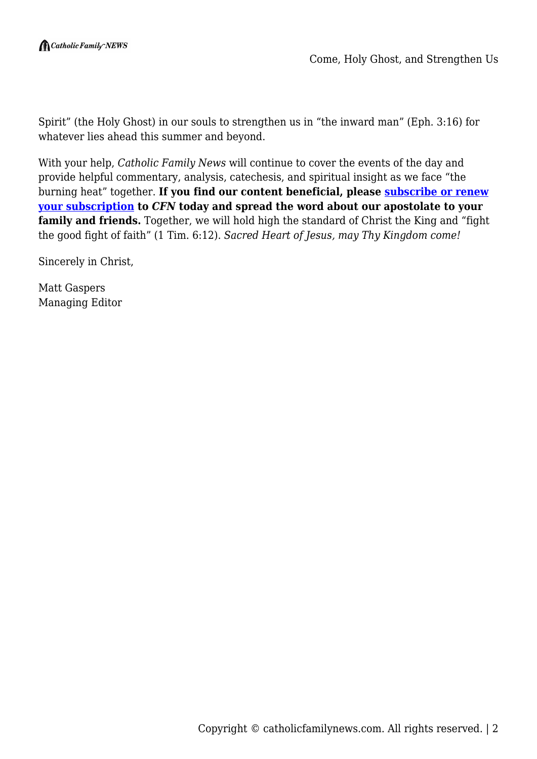Spirit" (the Holy Ghost) in our souls to strengthen us in "the inward man" (Eph. 3:16) for whatever lies ahead this summer and beyond.

With your help, *Catholic Family News* will continue to cover the events of the day and provide helpful commentary, analysis, catechesis, and spiritual insight as we face "the burning heat" together. **If you find our content beneficial, please subscribe or renew your subscription to *CFN* today and spread the word about our apostolate to your family and friends.** Together, we will hold high the standard of Christ the King and "fight the good fight of faith" (1 Tim. 6:12). *Sacred Heart of Jesus, may Thy Kingdom come!*

Sincerely in Christ,

Matt Gaspers
Managing Editor